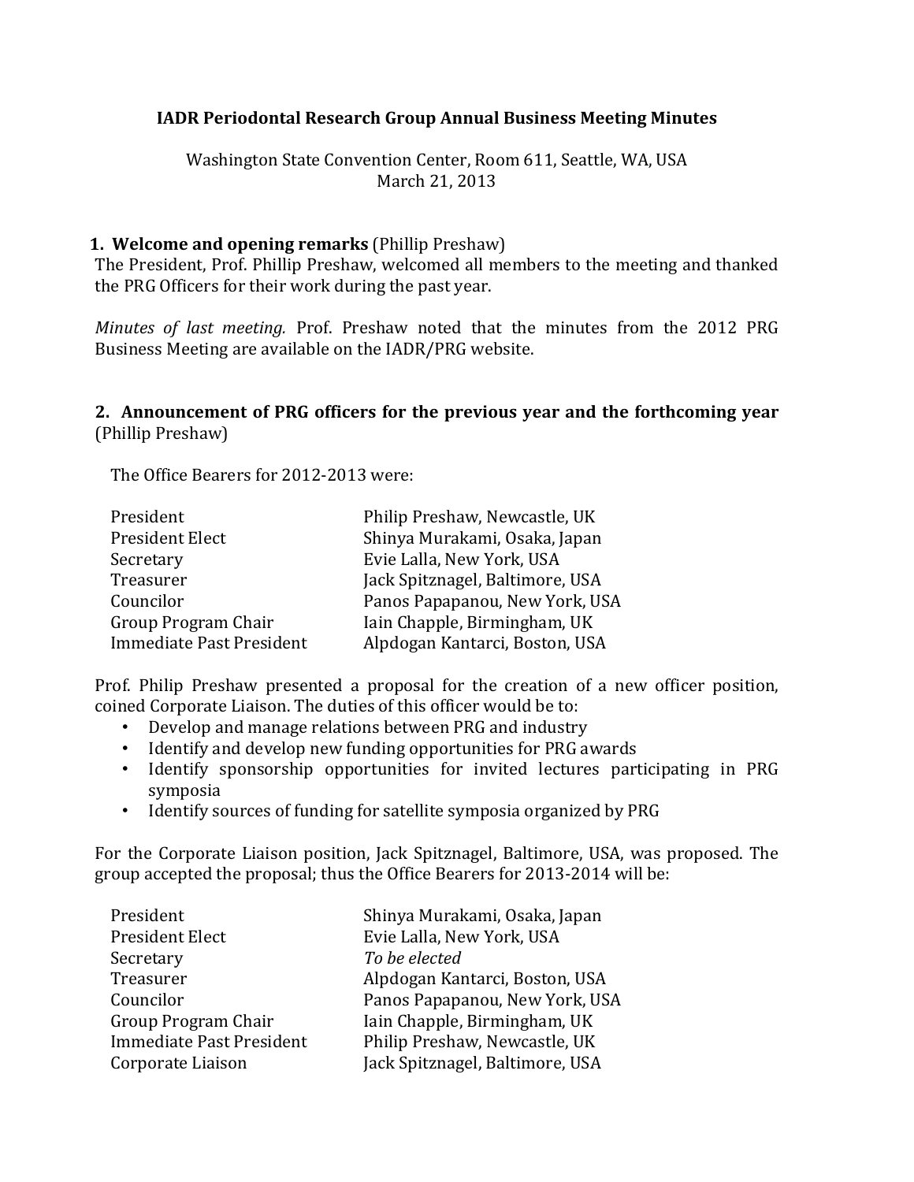# IADR Periodontal Research Group Annual Business Meeting Minutes

Washington State Convention Center, Room 611, Seattle, WA, USA
March 21, 2013

## 1. Welcome and opening remarks (Phillip Preshaw)

The President, Prof. Phillip Preshaw, welcomed all members to the meeting and thanked the PRG Officers for their work during the past year.

*Minutes of last meeting.* Prof. Preshaw noted that the minutes from the 2012 PRG Business Meeting are available on the IADR/PRG website.

## 2. Announcement of PRG officers for the previous year and the forthcoming year (Phillip Preshaw)

The Office Bearers for 2012-2013 were:

| | |
|---|---|
| President | Philip Preshaw, Newcastle, UK |
| President Elect | Shinya Murakami, Osaka, Japan |
| Secretary | Evie Lalla, New York, USA |
| Treasurer | Jack Spitznagel, Baltimore, USA |
| Councilor | Panos Papapanou, New York, USA |
| Group Program Chair | Iain Chapple, Birmingham, UK |
| Immediate Past President | Alpdogan Kantarci, Boston, USA |

Prof. Philip Preshaw presented a proposal for the creation of a new officer position, coined Corporate Liaison. The duties of this officer would be to:

- Develop and manage relations between PRG and industry
- Identify and develop new funding opportunities for PRG awards
- Identify sponsorship opportunities for invited lectures participating in PRG symposia
- Identify sources of funding for satellite symposia organized by PRG

For the Corporate Liaison position, Jack Spitznagel, Baltimore, USA, was proposed. The group accepted the proposal; thus the Office Bearers for 2013-2014 will be:

| | |
|---|---|
| President | Shinya Murakami, Osaka, Japan |
| President Elect | Evie Lalla, New York, USA |
| Secretary | *To be elected* |
| Treasurer | Alpdogan Kantarci, Boston, USA |
| Councilor | Panos Papapanou, New York, USA |
| Group Program Chair | Iain Chapple, Birmingham, UK |
| Immediate Past President | Philip Preshaw, Newcastle, UK |
| Corporate Liaison | Jack Spitznagel, Baltimore, USA |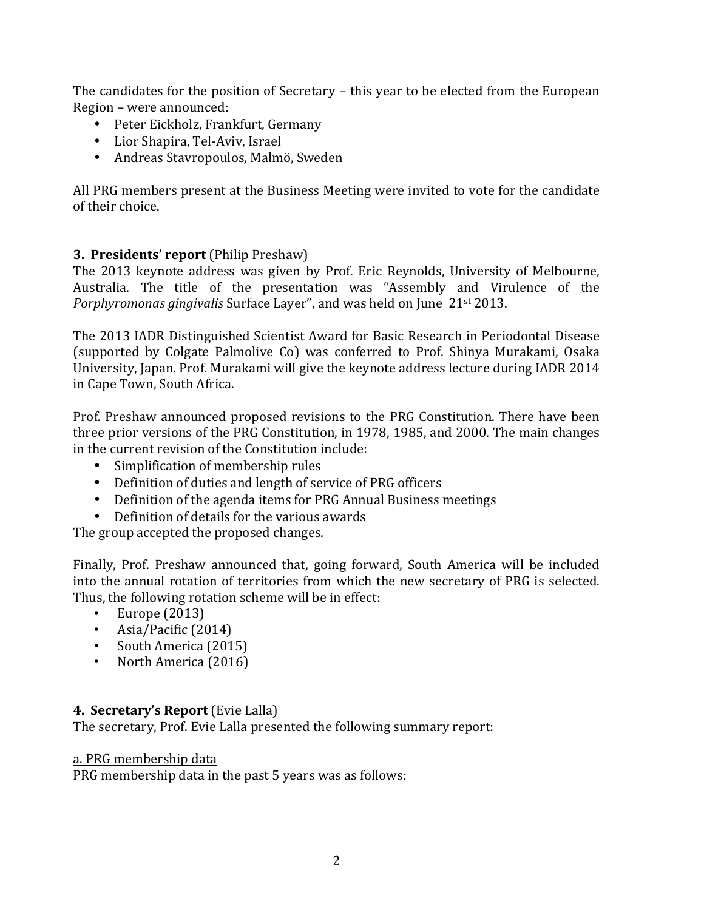The candidates for the position of Secretary – this year to be elected from the European Region – were announced:

- Peter Eickholz, Frankfurt, Germany
- Lior Shapira, Tel-Aviv, Israel
- Andreas Stavropoulos, Malmö, Sweden

All PRG members present at the Business Meeting were invited to vote for the candidate of their choice.

**3. Presidents' report** (Philip Preshaw)

The 2013 keynote address was given by Prof. Eric Reynolds, University of Melbourne, Australia. The title of the presentation was "Assembly and Virulence of the *Porphyromonas gingivalis* Surface Layer", and was held on June 21st 2013.

The 2013 IADR Distinguished Scientist Award for Basic Research in Periodontal Disease (supported by Colgate Palmolive Co) was conferred to Prof. Shinya Murakami, Osaka University, Japan. Prof. Murakami will give the keynote address lecture during IADR 2014 in Cape Town, South Africa.

Prof. Preshaw announced proposed revisions to the PRG Constitution. There have been three prior versions of the PRG Constitution, in 1978, 1985, and 2000. The main changes in the current revision of the Constitution include:

- Simplification of membership rules
- Definition of duties and length of service of PRG officers
- Definition of the agenda items for PRG Annual Business meetings
- Definition of details for the various awards

The group accepted the proposed changes.

Finally, Prof. Preshaw announced that, going forward, South America will be included into the annual rotation of territories from which the new secretary of PRG is selected. Thus, the following rotation scheme will be in effect:

- Europe (2013)
- Asia/Pacific (2014)
- South America (2015)
- North America (2016)

**4. Secretary's Report** (Evie Lalla)

The secretary, Prof. Evie Lalla presented the following summary report:

a. PRG membership data

PRG membership data in the past 5 years was as follows: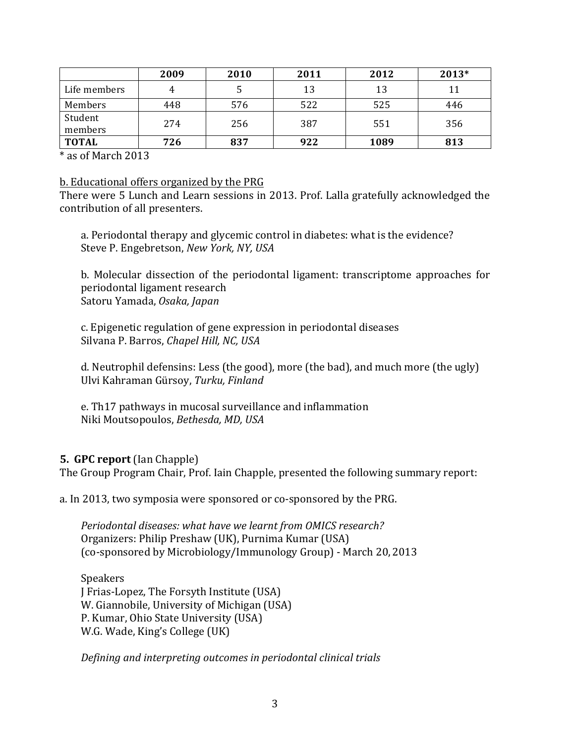| | 2009 | 2010 | 2011 | 2012 | 2013* |
|---|---|---|---|---|---|
| Life members | 4 | 5 | 13 | 13 | 11 |
| Members | 448 | 576 | 522 | 525 | 446 |
| Student members | 274 | 256 | 387 | 551 | 356 |
| **TOTAL** | **726** | **837** | **922** | **1089** | **813** |

\* as of March 2013

b. Educational offers organized by the PRG

There were 5 Lunch and Learn sessions in 2013. Prof. Lalla gratefully acknowledged the contribution of all presenters.

a. Periodontal therapy and glycemic control in diabetes: what is the evidence?
Steve P. Engebretson, *New York, NY, USA*

b. Molecular dissection of the periodontal ligament: transcriptome approaches for periodontal ligament research
Satoru Yamada, *Osaka, Japan*

c. Epigenetic regulation of gene expression in periodontal diseases
Silvana P. Barros, *Chapel Hill, NC, USA*

d. Neutrophil defensins: Less (the good), more (the bad), and much more (the ugly)
Ulvi Kahraman Gürsoy, *Turku, Finland*

e. Th17 pathways in mucosal surveillance and inflammation
Niki Moutsopoulos, *Bethesda, MD, USA*

**5. GPC report** (Ian Chapple)

The Group Program Chair, Prof. Iain Chapple, presented the following summary report:

a. In 2013, two symposia were sponsored or co-sponsored by the PRG.

*Periodontal diseases: what have we learnt from OMICS research?*
Organizers: Philip Preshaw (UK), Purnima Kumar (USA)
(co-sponsored by Microbiology/Immunology Group) - March 20, 2013

Speakers
J Frias-Lopez, The Forsyth Institute (USA)
W. Giannobile, University of Michigan (USA)
P. Kumar, Ohio State University (USA)
W.G. Wade, King's College (UK)

*Defining and interpreting outcomes in periodontal clinical trials*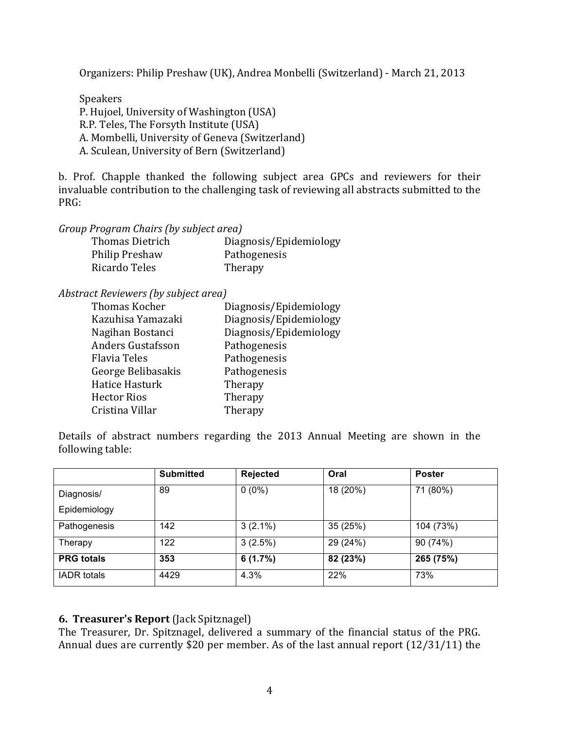Organizers: Philip Preshaw (UK), Andrea Monbelli (Switzerland) - March 21, 2013

Speakers
P. Hujoel, University of Washington (USA)
R.P. Teles, The Forsyth Institute (USA)
A. Mombelli, University of Geneva (Switzerland)
A. Sculean, University of Bern (Switzerland)

b. Prof. Chapple thanked the following subject area GPCs and reviewers for their invaluable contribution to the challenging task of reviewing all abstracts submitted to the PRG:

*Group Program Chairs (by subject area)*

| | |
|---|---|
| Thomas Dietrich | Diagnosis/Epidemiology |
| Philip Preshaw | Pathogenesis |
| Ricardo Teles | Therapy |

*Abstract Reviewers (by subject area)*

| | |
|---|---|
| Thomas Kocher | Diagnosis/Epidemiology |
| Kazuhisa Yamazaki | Diagnosis/Epidemiology |
| Nagihan Bostanci | Diagnosis/Epidemiology |
| Anders Gustafsson | Pathogenesis |
| Flavia Teles | Pathogenesis |
| George Belibasakis | Pathogenesis |
| Hatice Hasturk | Therapy |
| Hector Rios | Therapy |
| Cristina Villar | Therapy |

Details of abstract numbers regarding the 2013 Annual Meeting are shown in the following table:

| | **Submitted** | **Rejected** | **Oral** | **Poster** |
|---|---|---|---|---|
| Diagnosis/ Epidemiology | 89 | 0 (0%) | 18 (20%) | 71 (80%) |
| Pathogenesis | 142 | 3 (2.1%) | 35 (25%) | 104 (73%) |
| Therapy | 122 | 3 (2.5%) | 29 (24%) | 90 (74%) |
| **PRG totals** | **353** | **6 (1.7%)** | **82 (23%)** | **265 (75%)** |
| IADR totals | 4429 | 4.3% | 22% | 73% |

**6. Treasurer's Report** (Jack Spitznagel)
The Treasurer, Dr. Spitznagel, delivered a summary of the financial status of the PRG. Annual dues are currently $20 per member. As of the last annual report (12/31/11) the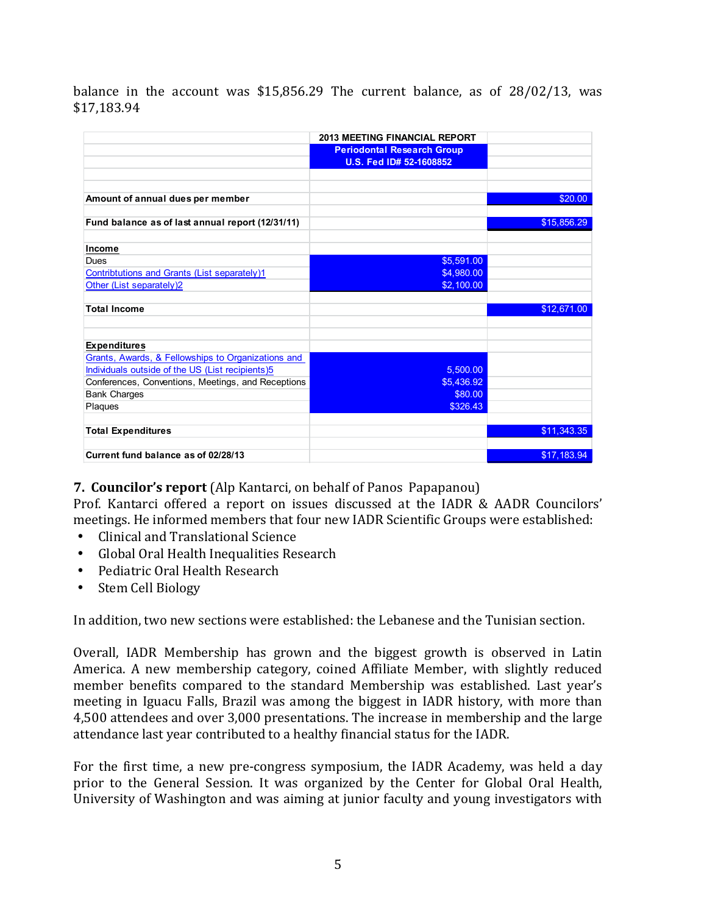balance in the account was $15,856.29 The current balance, as of 28/02/13, was $17,183.94

| | 2013 MEETING FINANCIAL REPORT | |
|---|---|---|
| | Periodontal Research Group<br>U.S. Fed ID# 52-1608852 | |
| | | |
| **Amount of annual dues per member** | | $20.00 |
| | | |
| **Fund balance as of last annual report (12/31/11)** | | $15,856.29 |
| | | |
| **Income** | | |
| Dues | $5,591.00 | |
| Contribtutions and Grants (List separately)1 | $4,980.00 | |
| Other (List separately)2 | $2,100.00 | |
| | | |
| **Total Income** | | $12,671.00 |
| | | |
| **Expenditures** | | |
| Grants, Awards, & Fellowships to Organizations and Individuals outside of the US (List recipients)5 | 5,500.00 | |
| Conferences, Conventions, Meetings, and Receptions | $5,436.92 | |
| Bank Charges | $80.00 | |
| Plaques | $326.43 | |
| | | |
| **Total Expenditures** | | $11,343.35 |
| | | |
| **Current fund balance as of 02/28/13** | | $17,183.94 |

**7. Councilor's report** (Alp Kantarci, on behalf of Panos Papapanou)
Prof. Kantarci offered a report on issues discussed at the IADR & AADR Councilors' meetings. He informed members that four new IADR Scientific Groups were established:

- Clinical and Translational Science
- Global Oral Health Inequalities Research
- Pediatric Oral Health Research
- Stem Cell Biology

In addition, two new sections were established: the Lebanese and the Tunisian section.

Overall, IADR Membership has grown and the biggest growth is observed in Latin America. A new membership category, coined Affiliate Member, with slightly reduced member benefits compared to the standard Membership was established. Last year's meeting in Iguacu Falls, Brazil was among the biggest in IADR history, with more than 4,500 attendees and over 3,000 presentations. The increase in membership and the large attendance last year contributed to a healthy financial status for the IADR.

For the first time, a new pre-congress symposium, the IADR Academy, was held a day prior to the General Session. It was organized by the Center for Global Oral Health, University of Washington and was aiming at junior faculty and young investigators with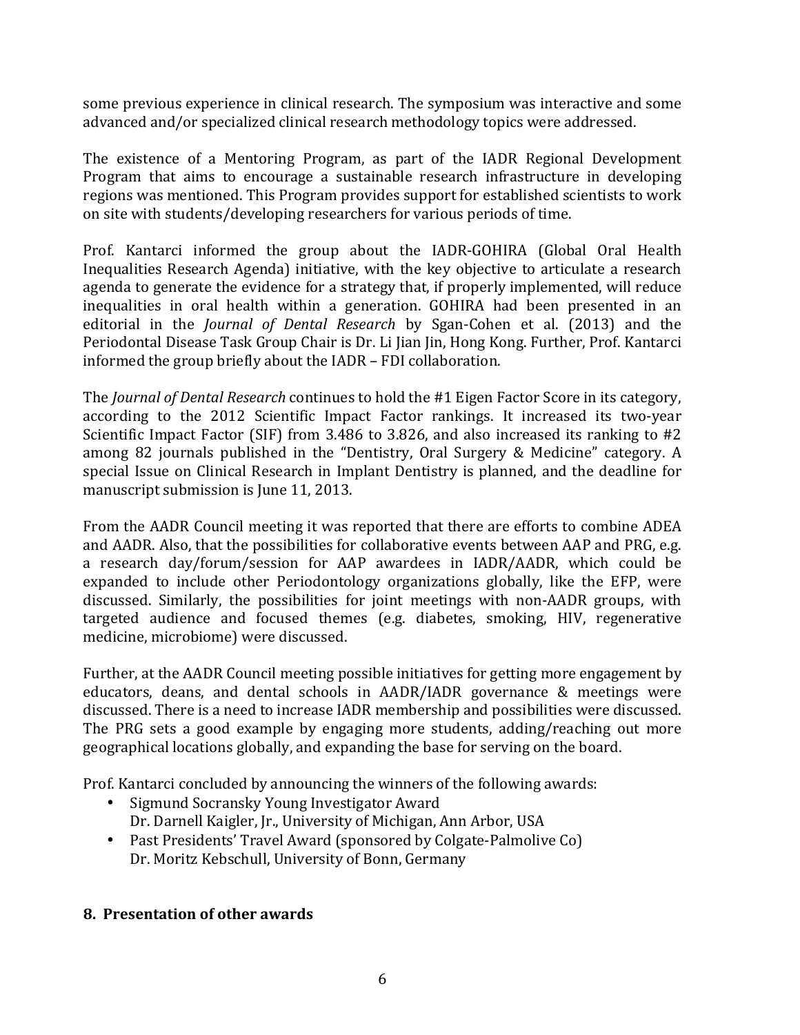some previous experience in clinical research. The symposium was interactive and some advanced and/or specialized clinical research methodology topics were addressed.

The existence of a Mentoring Program, as part of the IADR Regional Development Program that aims to encourage a sustainable research infrastructure in developing regions was mentioned. This Program provides support for established scientists to work on site with students/developing researchers for various periods of time.

Prof. Kantarci informed the group about the IADR-GOHIRA (Global Oral Health Inequalities Research Agenda) initiative, with the key objective to articulate a research agenda to generate the evidence for a strategy that, if properly implemented, will reduce inequalities in oral health within a generation. GOHIRA had been presented in an editorial in the *Journal of Dental Research* by Sgan-Cohen et al. (2013) and the Periodontal Disease Task Group Chair is Dr. Li Jian Jin, Hong Kong. Further, Prof. Kantarci informed the group briefly about the IADR – FDI collaboration.

The *Journal of Dental Research* continues to hold the #1 Eigen Factor Score in its category, according to the 2012 Scientific Impact Factor rankings. It increased its two-year Scientific Impact Factor (SIF) from 3.486 to 3.826, and also increased its ranking to #2 among 82 journals published in the "Dentistry, Oral Surgery & Medicine" category. A special Issue on Clinical Research in Implant Dentistry is planned, and the deadline for manuscript submission is June 11, 2013.

From the AADR Council meeting it was reported that there are efforts to combine ADEA and AADR. Also, that the possibilities for collaborative events between AAP and PRG, e.g. a research day/forum/session for AAP awardees in IADR/AADR, which could be expanded to include other Periodontology organizations globally, like the EFP, were discussed. Similarly, the possibilities for joint meetings with non-AADR groups, with targeted audience and focused themes (e.g. diabetes, smoking, HIV, regenerative medicine, microbiome) were discussed.

Further, at the AADR Council meeting possible initiatives for getting more engagement by educators, deans, and dental schools in AADR/IADR governance & meetings were discussed. There is a need to increase IADR membership and possibilities were discussed. The PRG sets a good example by engaging more students, adding/reaching out more geographical locations globally, and expanding the base for serving on the board.

Prof. Kantarci concluded by announcing the winners of the following awards:

- Sigmund Socransky Young Investigator Award
  Dr. Darnell Kaigler, Jr., University of Michigan, Ann Arbor, USA
- Past Presidents' Travel Award (sponsored by Colgate-Palmolive Co)
  Dr. Moritz Kebschull, University of Bonn, Germany

## 8. Presentation of other awards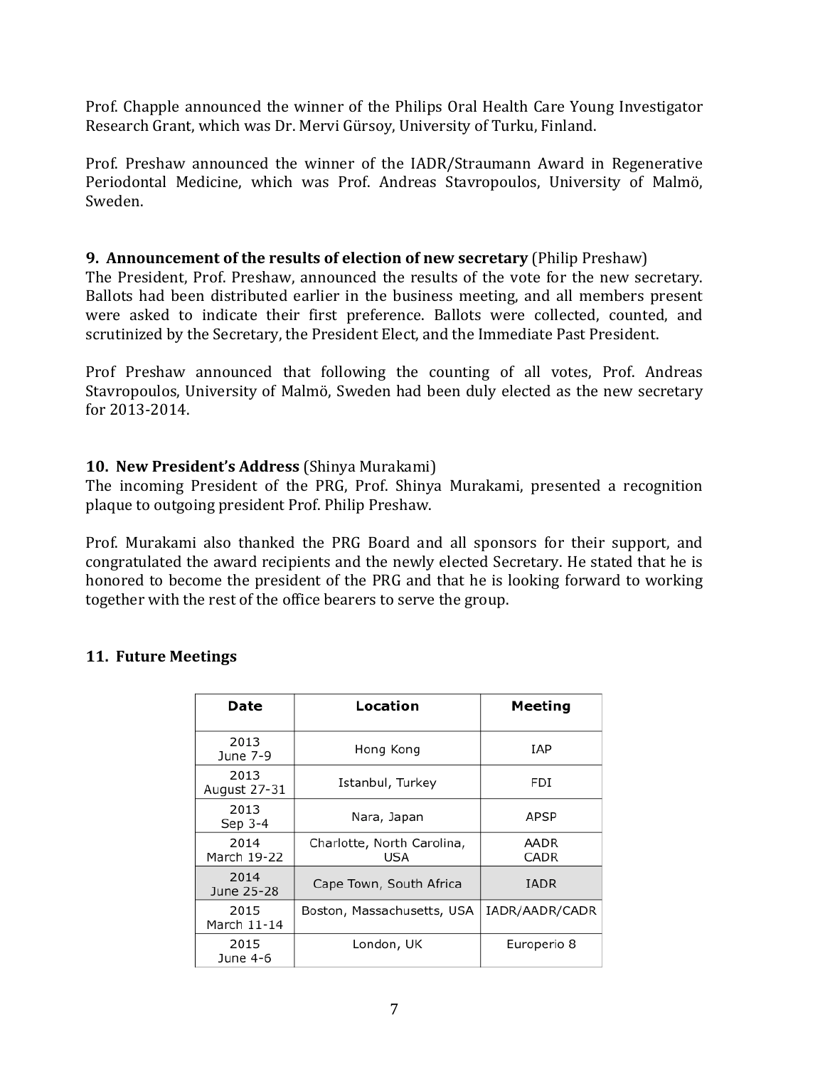Prof. Chapple announced the winner of the Philips Oral Health Care Young Investigator Research Grant, which was Dr. Mervi Gürsoy, University of Turku, Finland.

Prof. Preshaw announced the winner of the IADR/Straumann Award in Regenerative Periodontal Medicine, which was Prof. Andreas Stavropoulos, University of Malmö, Sweden.

**9. Announcement of the results of election of new secretary** (Philip Preshaw)

The President, Prof. Preshaw, announced the results of the vote for the new secretary. Ballots had been distributed earlier in the business meeting, and all members present were asked to indicate their first preference. Ballots were collected, counted, and scrutinized by the Secretary, the President Elect, and the Immediate Past President.

Prof Preshaw announced that following the counting of all votes, Prof. Andreas Stavropoulos, University of Malmö, Sweden had been duly elected as the new secretary for 2013-2014.

**10. New President's Address** (Shinya Murakami)

The incoming President of the PRG, Prof. Shinya Murakami, presented a recognition plaque to outgoing president Prof. Philip Preshaw.

Prof. Murakami also thanked the PRG Board and all sponsors for their support, and congratulated the award recipients and the newly elected Secretary. He stated that he is honored to become the president of the PRG and that he is looking forward to working together with the rest of the office bearers to serve the group.

**11. Future Meetings**

| Date | Location | Meeting |
|---|---|---|
| 2013 June 7-9 | Hong Kong | IAP |
| 2013 August 27-31 | Istanbul, Turkey | FDI |
| 2013 Sep 3-4 | Nara, Japan | APSP |
| 2014 March 19-22 | Charlotte, North Carolina, USA | AADR CADR |
| 2014 June 25-28 | Cape Town, South Africa | IADR |
| 2015 March 11-14 | Boston, Massachusetts, USA | IADR/AADR/CADR |
| 2015 June 4-6 | London, UK | Europerio 8 |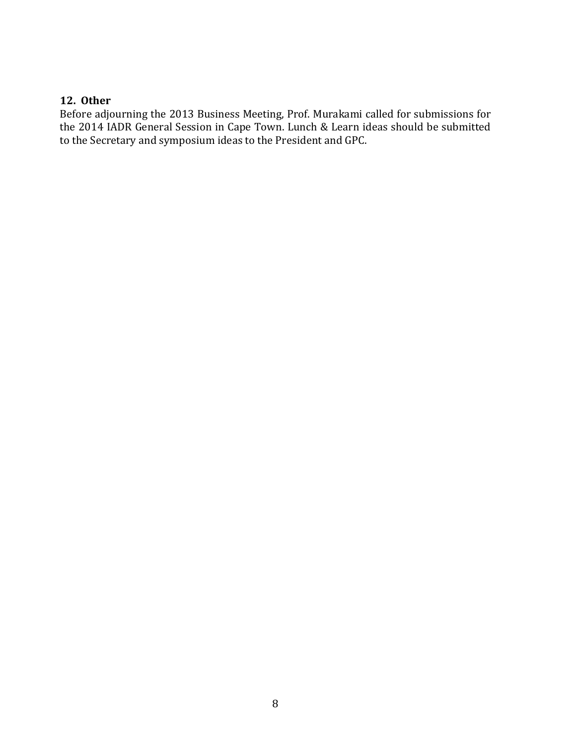## 12. Other

Before adjourning the 2013 Business Meeting, Prof. Murakami called for submissions for the 2014 IADR General Session in Cape Town. Lunch & Learn ideas should be submitted to the Secretary and symposium ideas to the President and GPC.